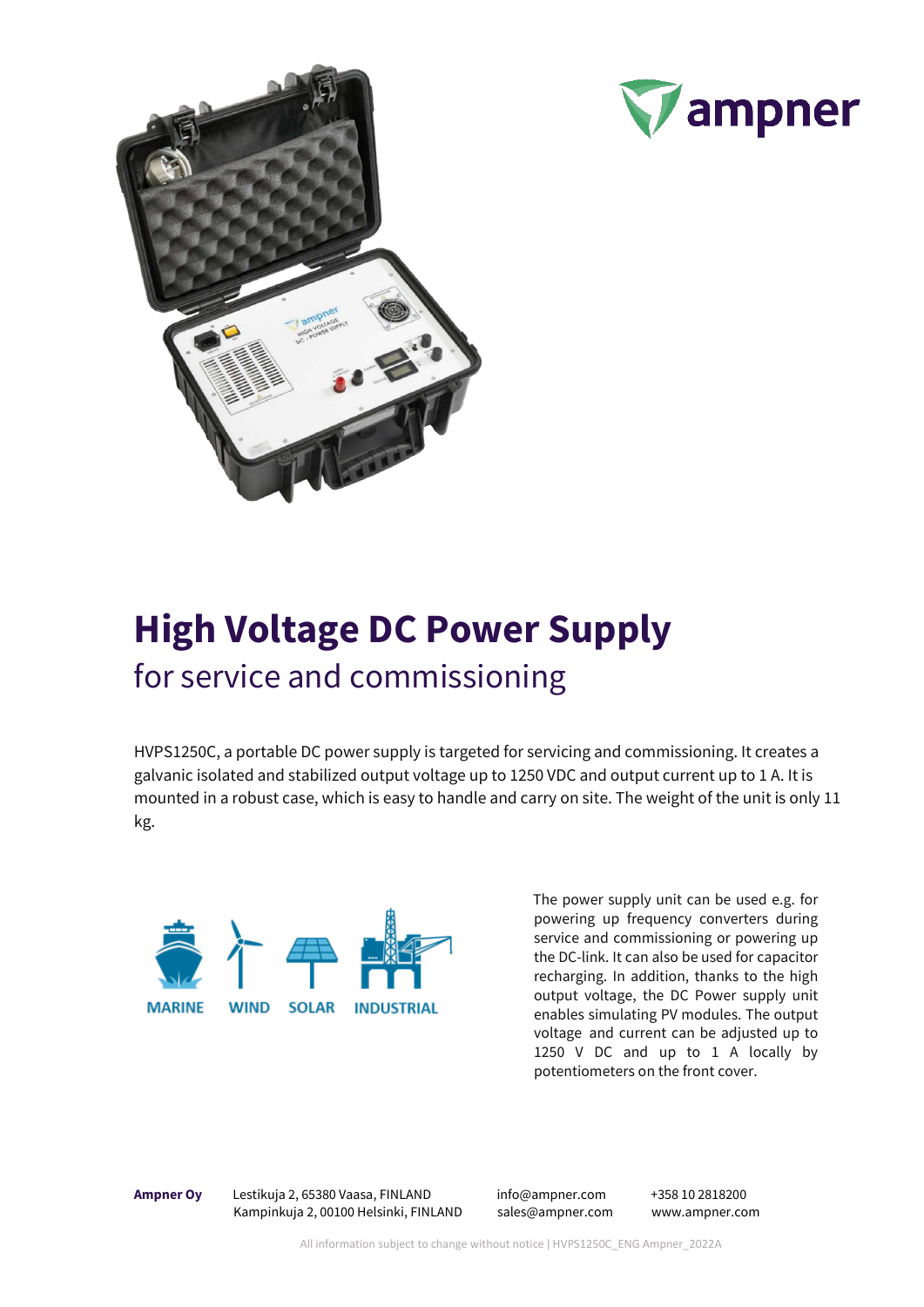ampner

# High Voltage DC Power Supply

## for service and commissioning

HVPS1250C, a portable DC power supply is targeted for servicing and commissioning. It creates a galvanic isolated and stabilized output voltage up to 1250 VDC and output current up to 1 A. It is mounted in a robust case, which is easy to handle and carry on site. The weight of the unit is only 11 kg.

MARINE WIND SOLAR INDUSTRIAL

The power supply unit can be used e.g. for powering up frequency converters during service and commissioning or powering up the DC-link. It can also be used for capacitor recharging. In addition, thanks to the high output voltage, the DC Power supply unit enables simulating PV modules. The output voltage and current can be adjusted up to 1250 V DC and up to 1 A locally by potentiometers on the front cover.

**Ampner Oy** Lestikuja 2, 65380 Vaasa, FINLAND
Kampinkuja 2, 00100 Helsinki, FINLAND

info@ampner.com
sales@ampner.com

+358 10 2818200
www.ampner.com

All information subject to change without notice | HVPS1250C_ENG Ampner_2022A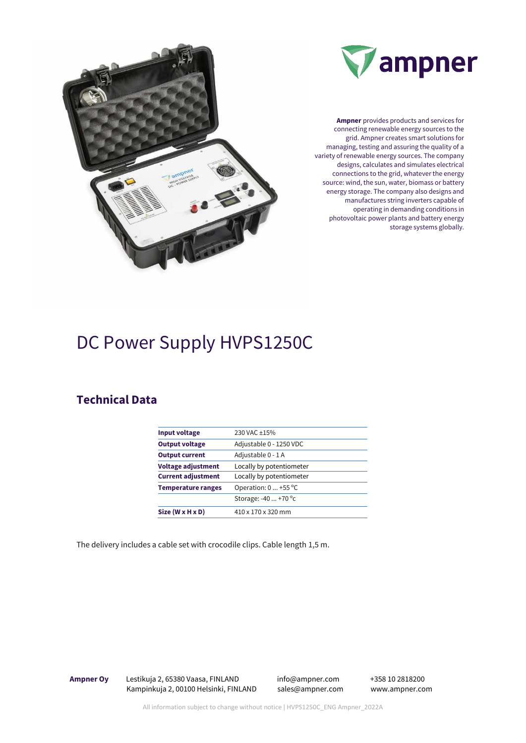**Ampner** provides products and services for connecting renewable energy sources to the grid. Ampner creates smart solutions for managing, testing and assuring the quality of a variety of renewable energy sources. The company designs, calculates and simulates electrical connections to the grid, whatever the energy source: wind, the sun, water, biomass or battery energy storage. The company also designs and manufactures string inverters capable of operating in demanding conditions in photovoltaic power plants and battery energy storage systems globally.

# DC Power Supply HVPS1250C

## Technical Data

| | |
|---|---|
| **Input voltage** | 230 VAC ±15% |
| **Output voltage** | Adjustable 0 - 1250 VDC |
| **Output current** | Adjustable 0 - 1 A |
| **Voltage adjustment** | Locally by potentiometer |
| **Current adjustment** | Locally by potentiometer |
| **Temperature ranges** | Operation: 0 ... +55 °C |
| | Storage: -40 ... +70 °c |
| **Size (W x H x D)** | 410 x 170 x 320 mm |

The delivery includes a cable set with crocodile clips. Cable length 1,5 m.

**Ampner Oy** Lestikuja 2, 65380 Vaasa, FINLAND
Kampinkuja 2, 00100 Helsinki, FINLAND
info@ampner.com
sales@ampner.com
+358 10 2818200
www.ampner.com

All information subject to change without notice | HVPS1250C_ENG Ampner_2022A